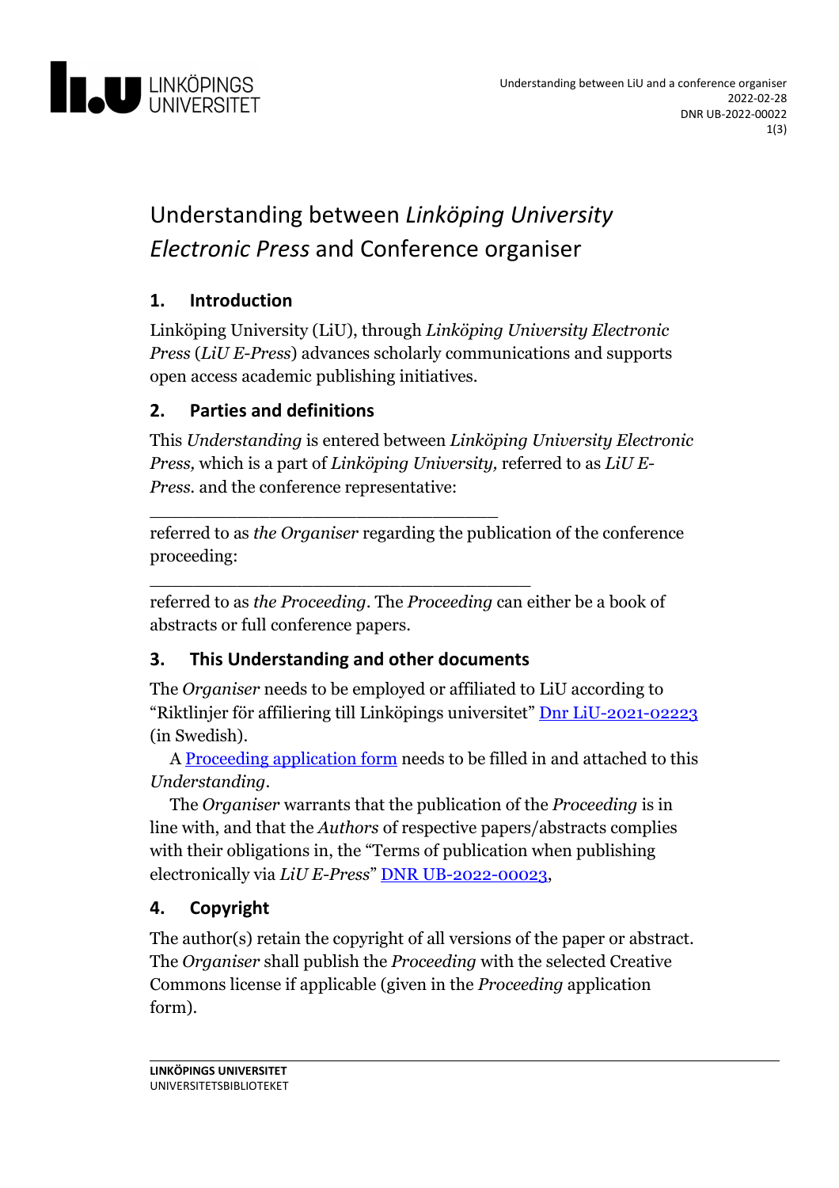# Understanding between *Linköping University Electronic Press* and Conference organiser

## 1. Introduction

Linköping University (LiU), through *Linköping University Electronic Press* (*LiU E-Press*) advances scholarly communications and supports open access academic publishing initiatives.

## 2. Parties and definitions

This *Understanding* is entered between *Linköping University Electronic Press,* which is a part of *Linköping University,* referred to as *LiU E-Press.* and the conference representative:

\_\_\_\_\_\_\_\_\_\_\_\_\_\_\_\_\_\_\_\_\_\_\_\_\_\_\_\_\_\_\_\_\_\_\_\_

referred to as *the Organiser* regarding the publication of the conference proceeding:

\_\_\_\_\_\_\_\_\_\_\_\_\_\_\_\_\_\_\_\_\_\_\_\_\_\_\_\_\_\_\_\_\_\_\_\_\_\_\_\_

referred to as *the Proceeding*. The *Proceeding* can either be a book of abstracts or full conference papers.

## 3. This Understanding and other documents

The *Organiser* needs to be employed or affiliated to LiU according to "Riktlinjer för affiliering till Linköpings universitet" Dnr LiU-2021-02223 (in Swedish).

A Proceeding application form needs to be filled in and attached to this *Understanding*.

The *Organiser* warrants that the publication of the *Proceeding* is in line with, and that the *Authors* of respective papers/abstracts complies with their obligations in, the "Terms of publication when publishing electronically via *LiU E-Press*" DNR UB-2022-00023,

## 4. Copyright

The author(s) retain the copyright of all versions of the paper or abstract. The *Organiser* shall publish the *Proceeding* with the selected Creative Commons license if applicable (given in the *Proceeding* application form).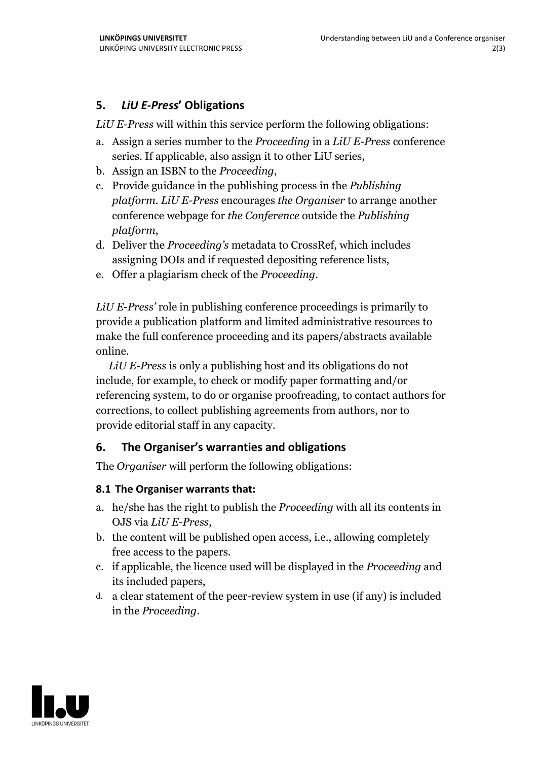## 5. *LiU E-Press*' Obligations

*LiU E-Press* will within this service perform the following obligations:

a. Assign a series number to the *Proceeding* in a *LiU E-Press* conference series. If applicable, also assign it to other LiU series,
b. Assign an ISBN to the *Proceeding*,
c. Provide guidance in the publishing process in the *Publishing platform*. *LiU E-Press* encourages *the Organiser* to arrange another conference webpage for *the Conference* outside the *Publishing platform*,
d. Deliver the *Proceeding's* metadata to CrossRef, which includes assigning DOIs and if requested depositing reference lists,
e. Offer a plagiarism check of the *Proceeding*.

*LiU E-Press'* role in publishing conference proceedings is primarily to provide a publication platform and limited administrative resources to make the full conference proceeding and its papers/abstracts available online.

*LiU E-Press* is only a publishing host and its obligations do not include, for example, to check or modify paper formatting and/or referencing system, to do or organise proofreading, to contact authors for corrections, to collect publishing agreements from authors, nor to provide editorial staff in any capacity.

## 6. The Organiser's warranties and obligations

The *Organiser* will perform the following obligations:

### 8.1 The Organiser warrants that:

a. he/she has the right to publish the *Proceeding* with all its contents in OJS via *LiU E-Press*,
b. the content will be published open access, i.e., allowing completely free access to the papers.
c. if applicable, the licence used will be displayed in the *Proceeding* and its included papers,
d. a clear statement of the peer-review system in use (if any) is included in the *Proceeding*.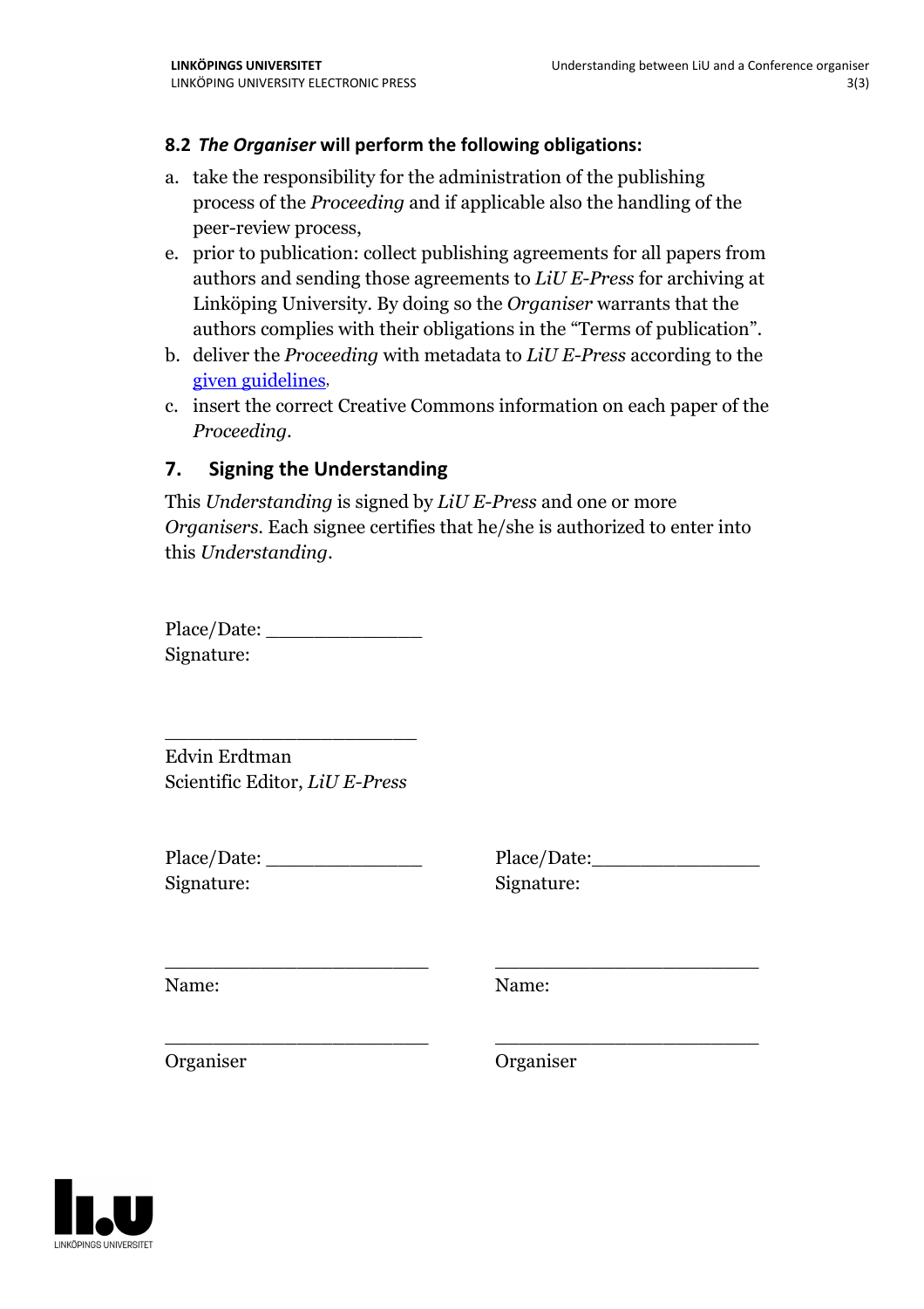### 8.2 *The Organiser* will perform the following obligations:

a. take the responsibility for the administration of the publishing process of the *Proceeding* and if applicable also the handling of the peer-review process,

e. prior to publication: collect publishing agreements for all papers from authors and sending those agreements to *LiU E-Press* for archiving at Linköping University. By doing so the *Organiser* warrants that the authors complies with their obligations in the "Terms of publication".

b. deliver the *Proceeding* with metadata to *LiU E-Press* according to the given guidelines,

c. insert the correct Creative Commons information on each paper of the *Proceeding*.

## 7. Signing the Understanding

This *Understanding* is signed by *LiU E-Press* and one or more *Organisers*. Each signee certifies that he/she is authorized to enter into this *Understanding*.

Place/Date: _______________
Signature:

________________________
Edvin Erdtman
Scientific Editor, *LiU E-Press*

Place/Date: _______________
Signature:

_________________________
Name:

_________________________
Organiser

Place/Date: _______________
Signature:

_________________________
Name:

_________________________
Organiser